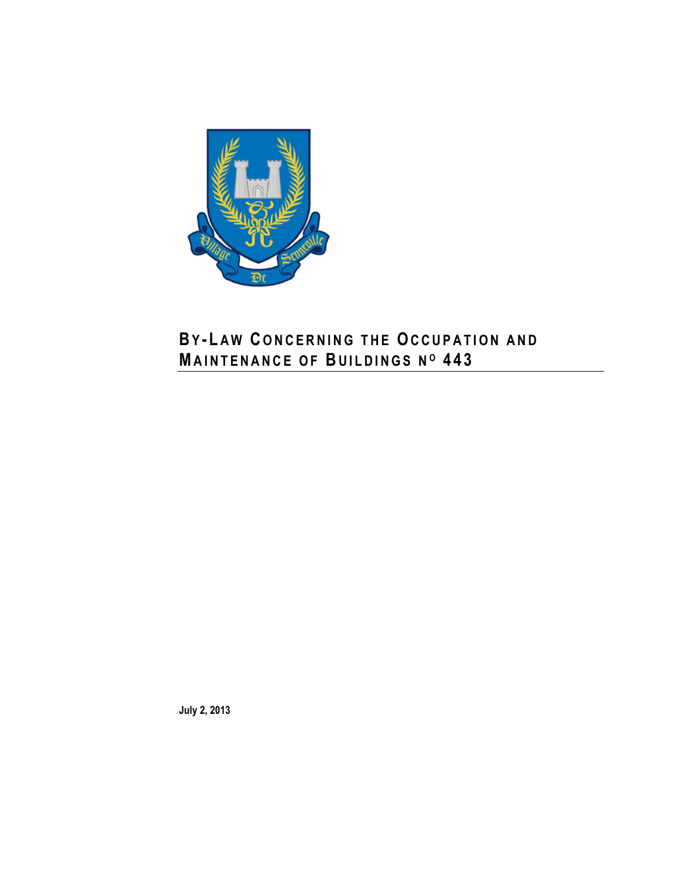# BY-LAW CONCERNING THE OCCUPATION AND MAINTENANCE OF BUILDINGS Nº 443

**July 2, 2013**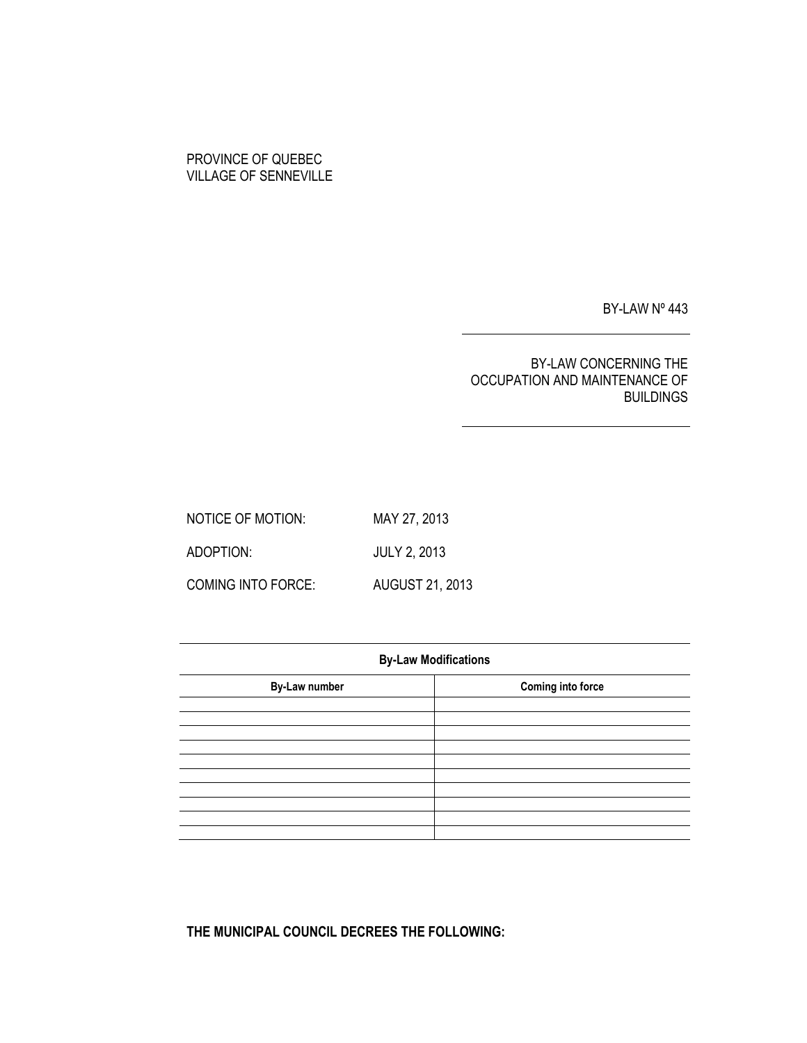PROVINCE OF QUEBEC
VILLAGE OF SENNEVILLE

BY-LAW Nº 443

---

BY-LAW CONCERNING THE OCCUPATION AND MAINTENANCE OF BUILDINGS

---

NOTICE OF MOTION: MAY 27, 2013

ADOPTION: JULY 2, 2013

COMING INTO FORCE: AUGUST 21, 2013

| **By-Law Modifications** | |
|---|---|
| **By-Law number** | **Coming into force** |
| | |
| | |
| | |
| | |
| | |
| | |
| | |
| | |
| | |
| | |

**THE MUNICIPAL COUNCIL DECREES THE FOLLOWING:**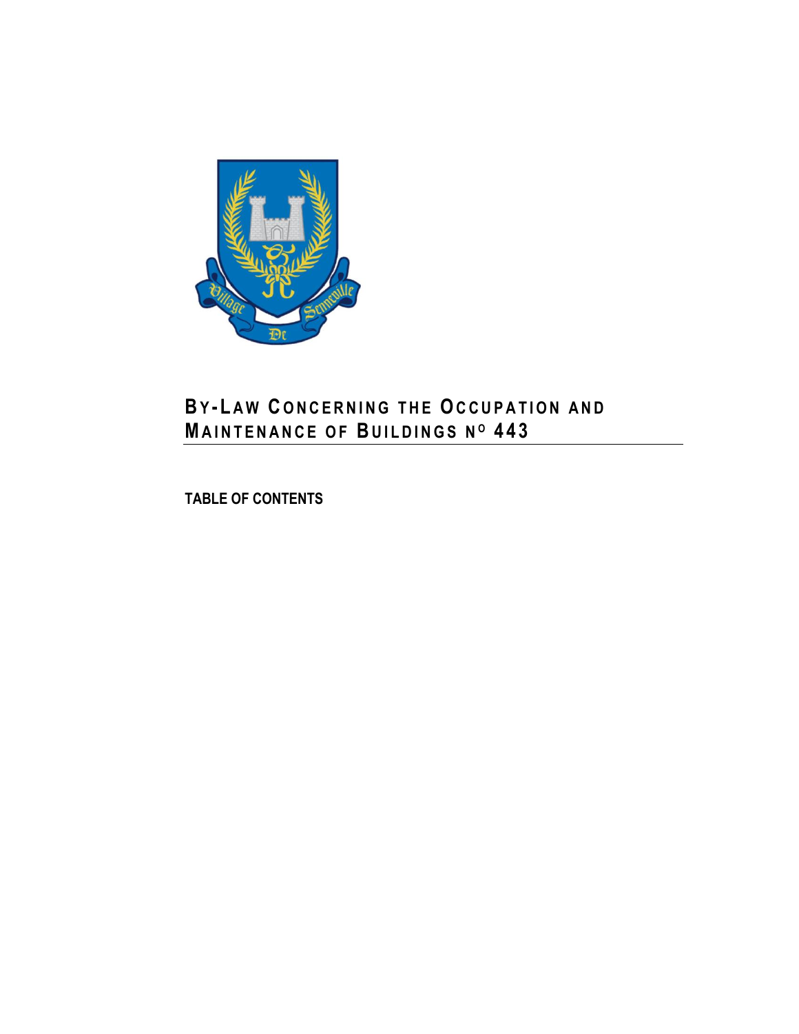# BY-LAW CONCERNING THE OCCUPATION AND MAINTENANCE OF BUILDINGS N<sup>O</sup> 443

**TABLE OF CONTENTS**

# BY-LAW CONCERNING THE OCCUPATION AND MAINTENANCE OF BUILDINGS NO 443

**TABLE OF CONTENTS**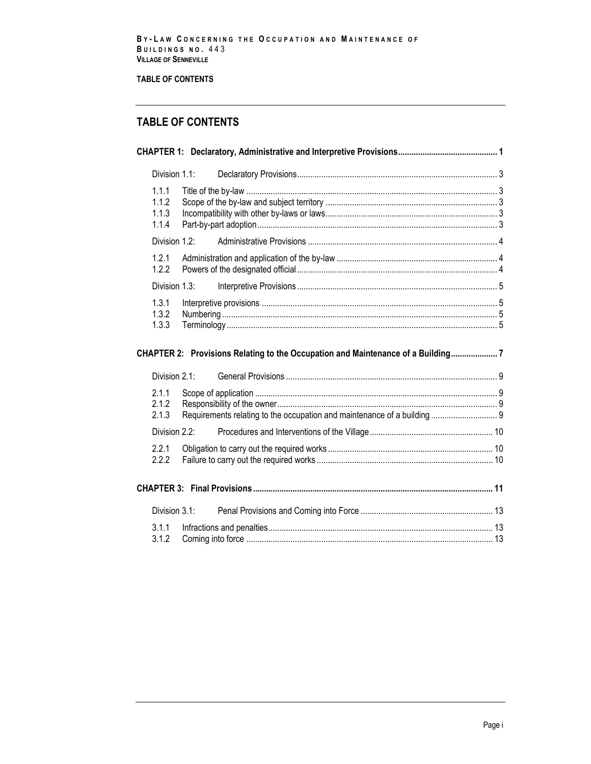## TABLE OF CONTENTS

**CHAPTER 1: Declaratory, Administrative and Interpretive Provisions ... 1**

Division 1.1: Declaratory Provisions ... 3

- 1.1.1 Title of the by-law ... 3
- 1.1.2 Scope of the by-law and subject territory ... 3
- 1.1.3 Incompatibility with other by-laws or laws ... 3
- 1.1.4 Part-by-part adoption ... 3

Division 1.2: Administrative Provisions ... 4

- 1.2.1 Administration and application of the by-law ... 4
- 1.2.2 Powers of the designated official ... 4

Division 1.3: Interpretive Provisions ... 5

- 1.3.1 Interpretive provisions ... 5
- 1.3.2 Numbering ... 5
- 1.3.3 Terminology ... 5

**CHAPTER 2: Provisions Relating to the Occupation and Maintenance of a Building ... 7**

Division 2.1: General Provisions ... 9

- 2.1.1 Scope of application ... 9
- 2.1.2 Responsibility of the owner ... 9
- 2.1.3 Requirements relating to the occupation and maintenance of a building ... 9

Division 2.2: Procedures and Interventions of the Village ... 10

- 2.2.1 Obligation to carry out the required works ... 10
- 2.2.2 Failure to carry out the required works ... 10

**CHAPTER 3: Final Provisions ... 11**

Division 3.1: Penal Provisions and Coming into Force ... 13

- 3.1.1 Infractions and penalties ... 13
- 3.1.2 Coming into force ... 13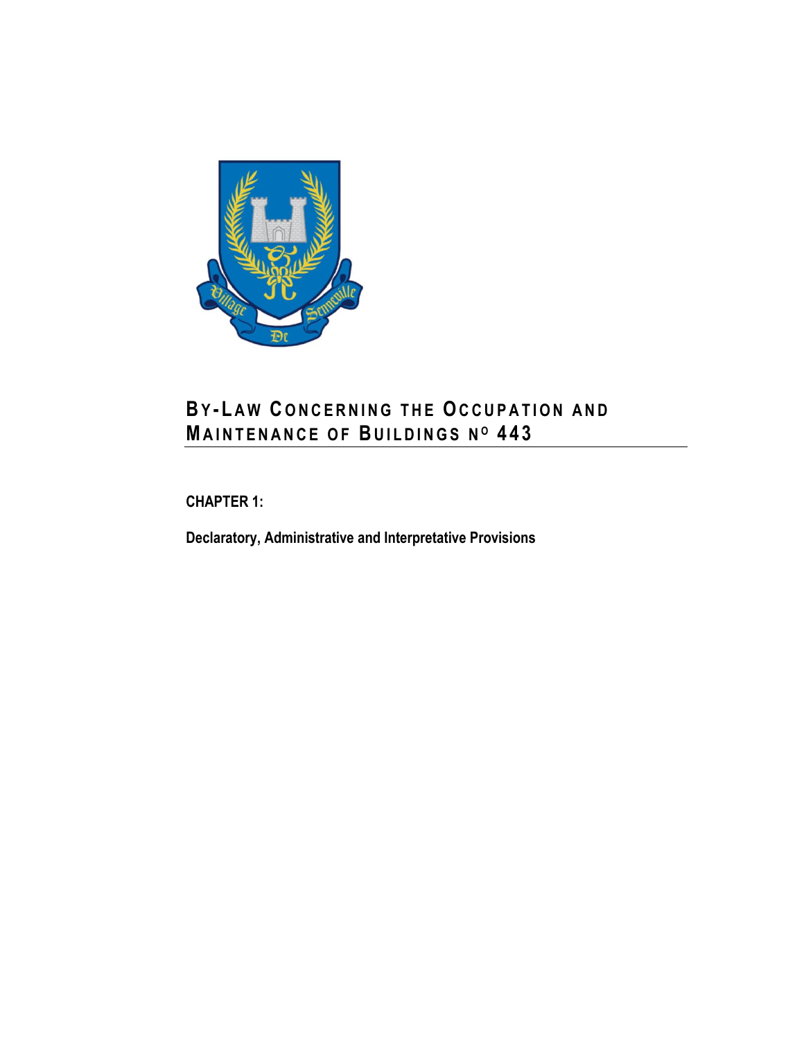# BY-LAW CONCERNING THE OCCUPATION AND MAINTENANCE OF BUILDINGS Nº 443

**CHAPTER 1:**

**Declaratory, Administrative and Interpretative Provisions**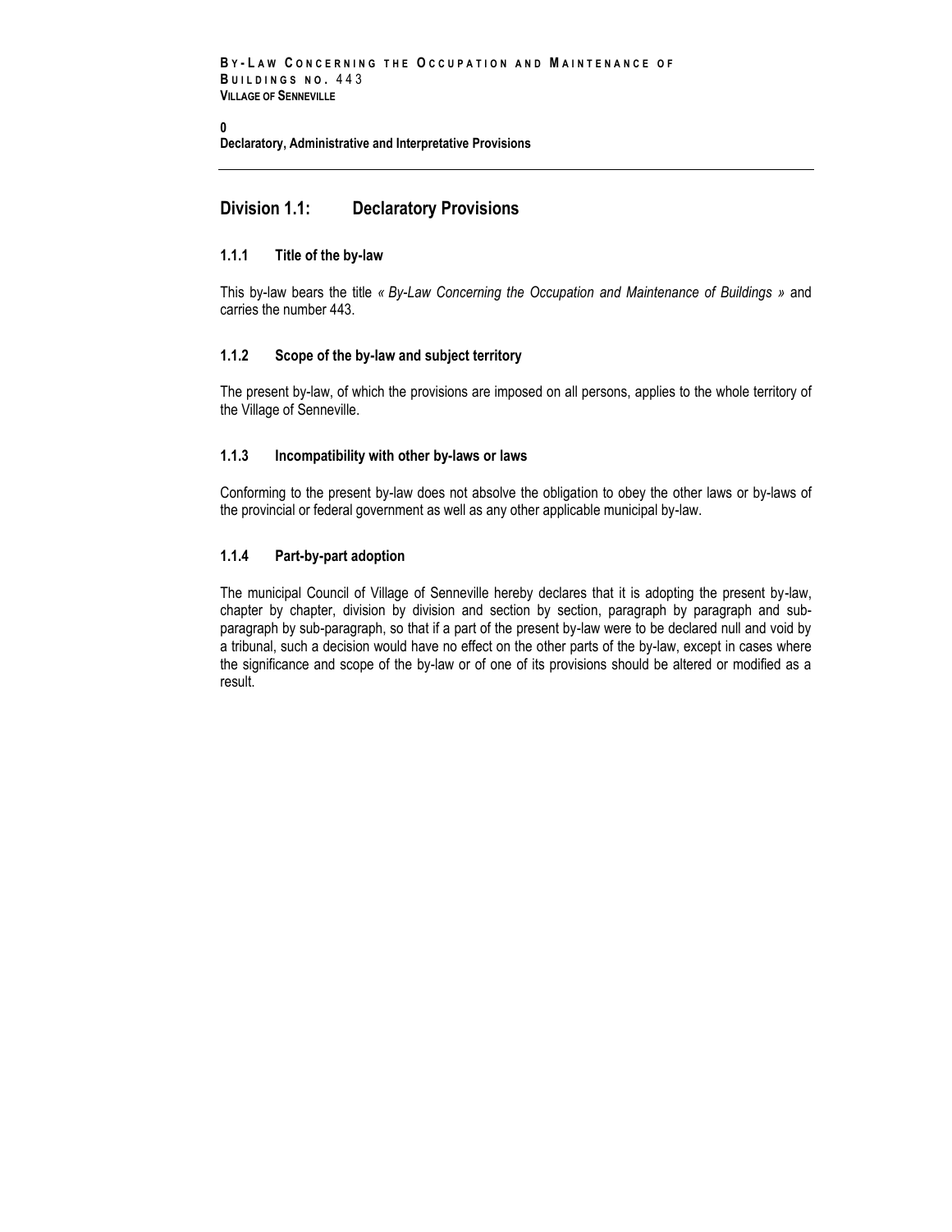## Division 1.1: Declaratory Provisions

### 1.1.1 Title of the by-law

This by-law bears the title *« By-Law Concerning the Occupation and Maintenance of Buildings »* and carries the number 443.

### 1.1.2 Scope of the by-law and subject territory

The present by-law, of which the provisions are imposed on all persons, applies to the whole territory of the Village of Senneville.

### 1.1.3 Incompatibility with other by-laws or laws

Conforming to the present by-law does not absolve the obligation to obey the other laws or by-laws of the provincial or federal government as well as any other applicable municipal by-law.

### 1.1.4 Part-by-part adoption

The municipal Council of Village of Senneville hereby declares that it is adopting the present by-law, chapter by chapter, division by division and section by section, paragraph by paragraph and sub-paragraph by sub-paragraph, so that if a part of the present by-law were to be declared null and void by a tribunal, such a decision would have no effect on the other parts of the by-law, except in cases where the significance and scope of the by-law or of one of its provisions should be altered or modified as a result.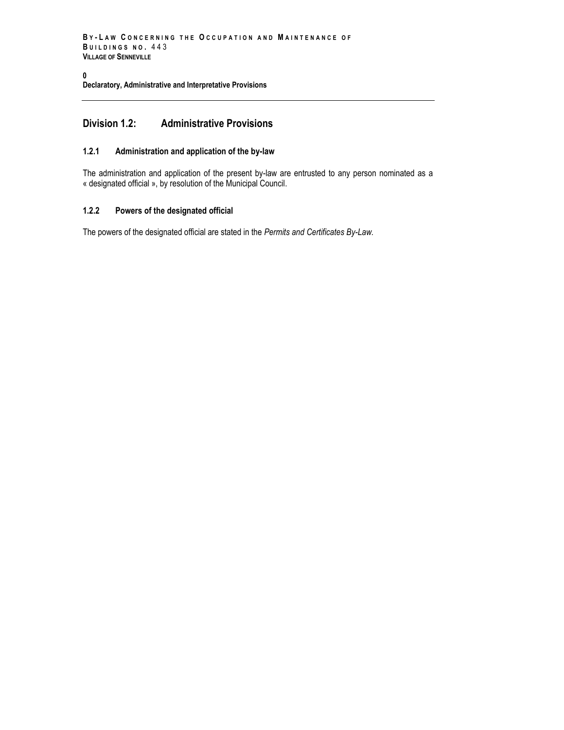## Division 1.2: Administrative Provisions

### 1.2.1 Administration and application of the by-law

The administration and application of the present by-law are entrusted to any person nominated as a « designated official », by resolution of the Municipal Council.

### 1.2.2 Powers of the designated official

The powers of the designated official are stated in the *Permits and Certificates By-Law.*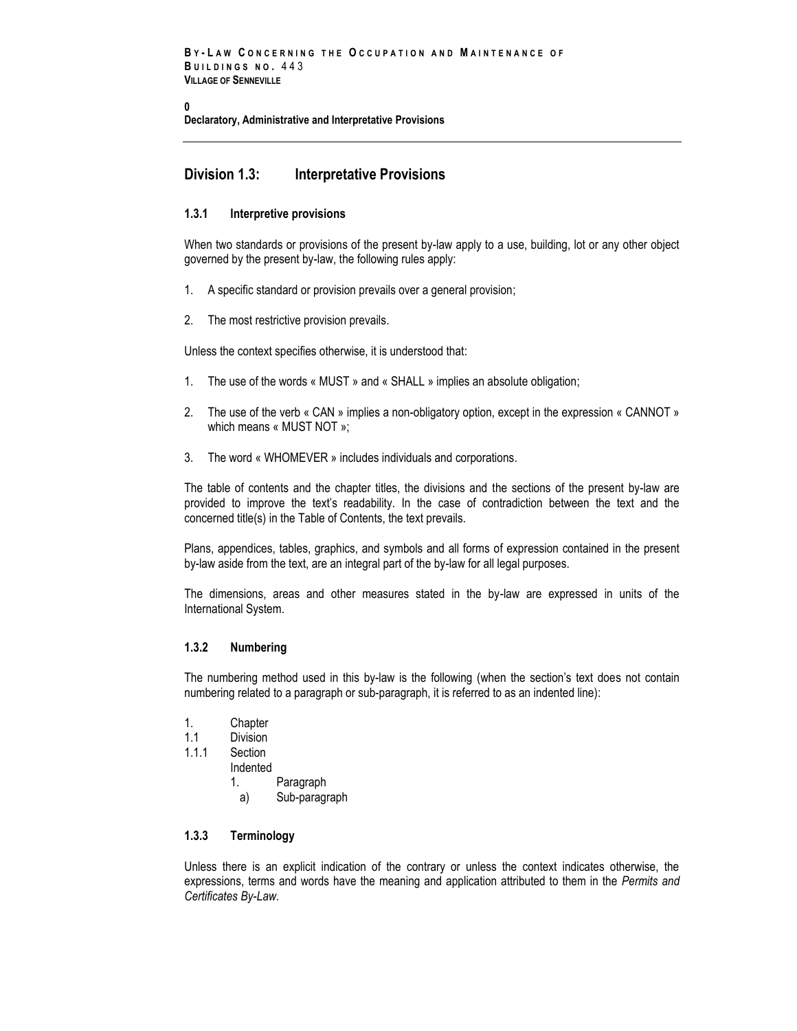## Division 1.3: Interpretative Provisions

### 1.3.1 Interpretive provisions

When two standards or provisions of the present by-law apply to a use, building, lot or any other object governed by the present by-law, the following rules apply:

1. A specific standard or provision prevails over a general provision;
2. The most restrictive provision prevails.

Unless the context specifies otherwise, it is understood that:

1. The use of the words « MUST » and « SHALL » implies an absolute obligation;
2. The use of the verb « CAN » implies a non-obligatory option, except in the expression « CANNOT » which means « MUST NOT »;
3. The word « WHOMEVER » includes individuals and corporations.

The table of contents and the chapter titles, the divisions and the sections of the present by-law are provided to improve the text's readability. In the case of contradiction between the text and the concerned title(s) in the Table of Contents, the text prevails.

Plans, appendices, tables, graphics, and symbols and all forms of expression contained in the present by-law aside from the text, are an integral part of the by-law for all legal purposes.

The dimensions, areas and other measures stated in the by-law are expressed in units of the International System.

### 1.3.2 Numbering

The numbering method used in this by-law is the following (when the section's text does not contain numbering related to a paragraph or sub-paragraph, it is referred to as an indented line):

```
1.      Chapter
1.1     Division
1.1.1   Section
        Indented
        1.      Paragraph
          a)    Sub-paragraph
```

### 1.3.3 Terminology

Unless there is an explicit indication of the contrary or unless the context indicates otherwise, the expressions, terms and words have the meaning and application attributed to them in the *Permits and Certificates By-Law*.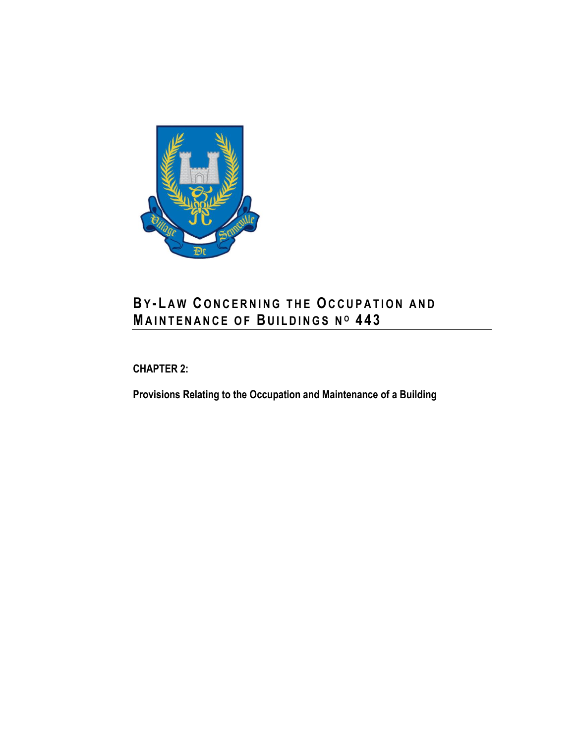# BY-LAW CONCERNING THE OCCUPATION AND MAINTENANCE OF BUILDINGS Nº 443

## CHAPTER 2:

**Provisions Relating to the Occupation and Maintenance of a Building**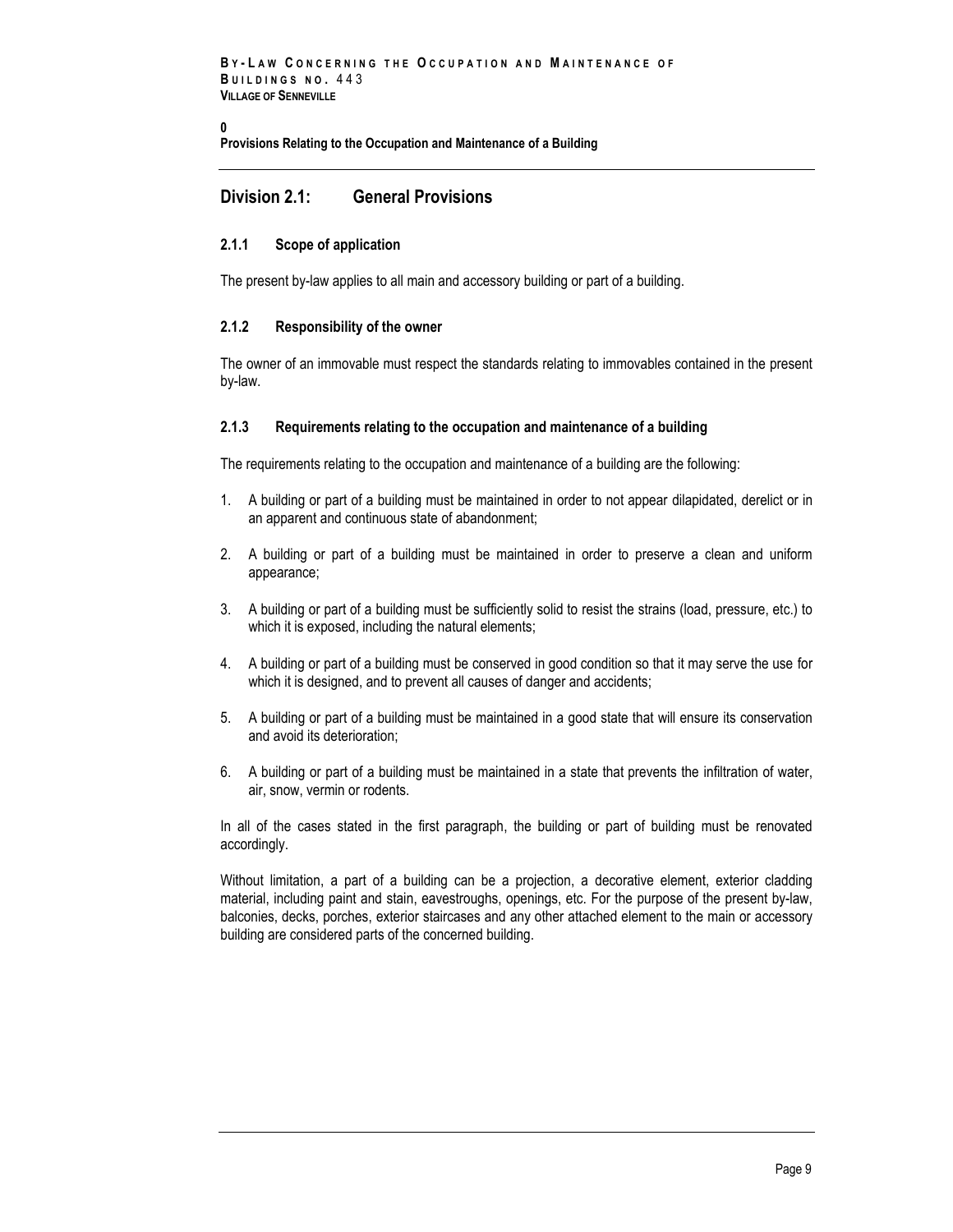## Division 2.1: General Provisions

### 2.1.1 Scope of application

The present by-law applies to all main and accessory building or part of a building.

### 2.1.2 Responsibility of the owner

The owner of an immovable must respect the standards relating to immovables contained in the present by-law.

### 2.1.3 Requirements relating to the occupation and maintenance of a building

The requirements relating to the occupation and maintenance of a building are the following:

1. A building or part of a building must be maintained in order to not appear dilapidated, derelict or in an apparent and continuous state of abandonment;
2. A building or part of a building must be maintained in order to preserve a clean and uniform appearance;
3. A building or part of a building must be sufficiently solid to resist the strains (load, pressure, etc.) to which it is exposed, including the natural elements;
4. A building or part of a building must be conserved in good condition so that it may serve the use for which it is designed, and to prevent all causes of danger and accidents;
5. A building or part of a building must be maintained in a good state that will ensure its conservation and avoid its deterioration;
6. A building or part of a building must be maintained in a state that prevents the infiltration of water, air, snow, vermin or rodents.

In all of the cases stated in the first paragraph, the building or part of building must be renovated accordingly.

Without limitation, a part of a building can be a projection, a decorative element, exterior cladding material, including paint and stain, eavestroughs, openings, etc. For the purpose of the present by-law, balconies, decks, porches, exterior staircases and any other attached element to the main or accessory building are considered parts of the concerned building.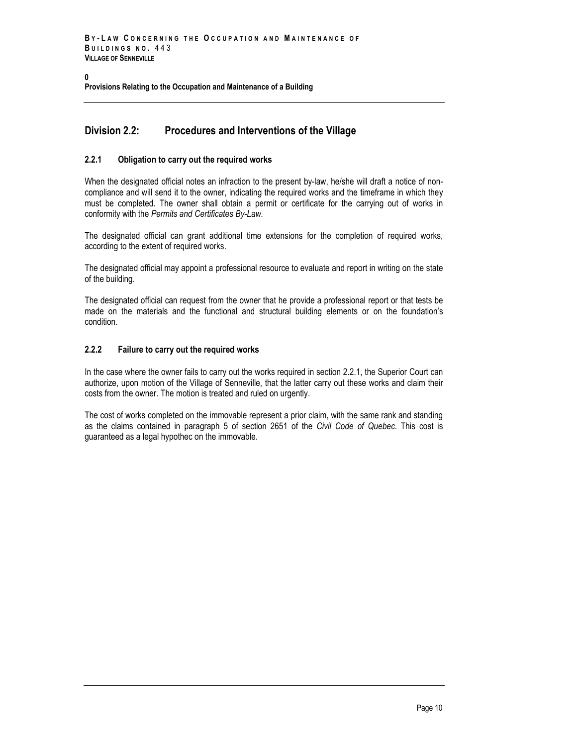## Division 2.2: Procedures and Interventions of the Village

### 2.2.1 Obligation to carry out the required works

When the designated official notes an infraction to the present by-law, he/she will draft a notice of non-compliance and will send it to the owner, indicating the required works and the timeframe in which they must be completed. The owner shall obtain a permit or certificate for the carrying out of works in conformity with the *Permits and Certificates By-Law.*

The designated official can grant additional time extensions for the completion of required works, according to the extent of required works.

The designated official may appoint a professional resource to evaluate and report in writing on the state of the building.

The designated official can request from the owner that he provide a professional report or that tests be made on the materials and the functional and structural building elements or on the foundation's condition.

### 2.2.2 Failure to carry out the required works

In the case where the owner fails to carry out the works required in section 2.2.1, the Superior Court can authorize, upon motion of the Village of Senneville, that the latter carry out these works and claim their costs from the owner. The motion is treated and ruled on urgently.

The cost of works completed on the immovable represent a prior claim, with the same rank and standing as the claims contained in paragraph 5 of section 2651 of the *Civil Code of Quebec*. This cost is guaranteed as a legal hypothec on the immovable.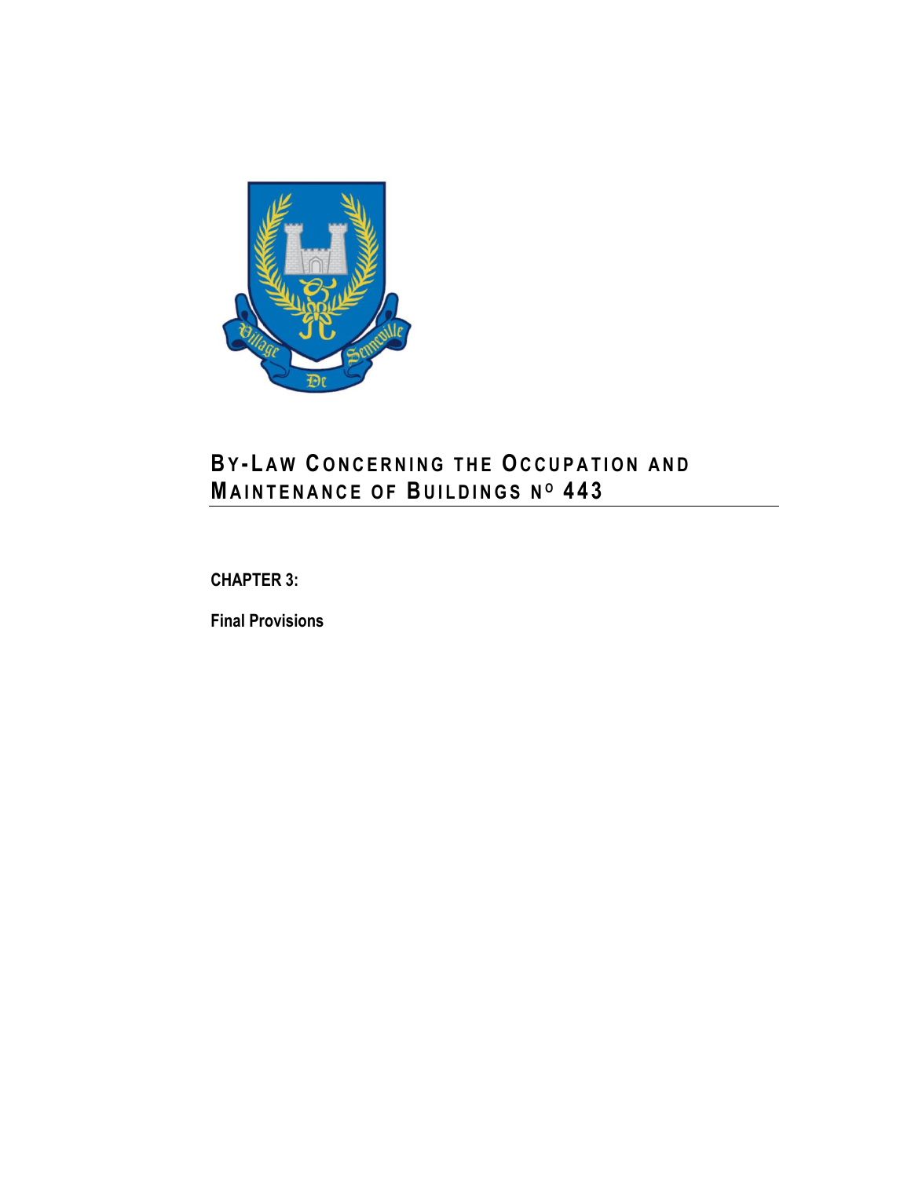# BY-LAW CONCERNING THE OCCUPATION AND MAINTENANCE OF BUILDINGS N^O 443

**CHAPTER 3:**

**Final Provisions**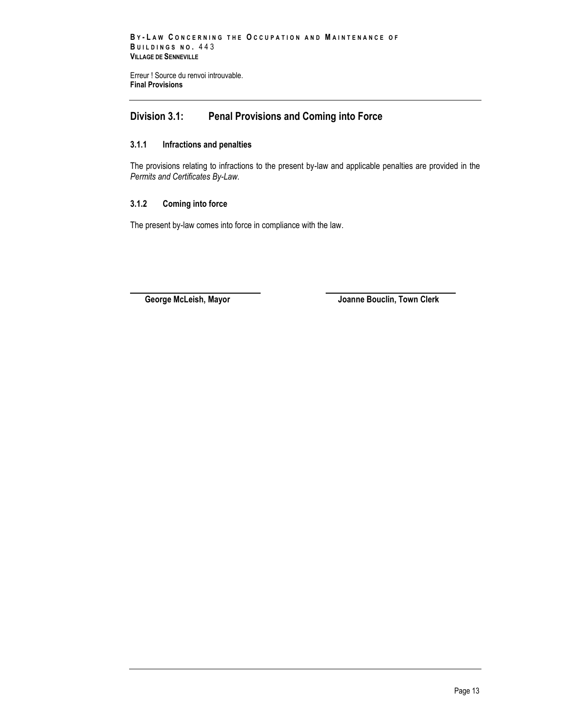## Division 3.1: Penal Provisions and Coming into Force

### 3.1.1 Infractions and penalties

The provisions relating to infractions to the present by-law and applicable penalties are provided in the *Permits and Certificates By-Law*.

### 3.1.2 Coming into force

The present by-law comes into force in compliance with the law.

| | |
|---|---|
| **George McLeish, Mayor** | **Joanne Bouclin, Town Clerk** |